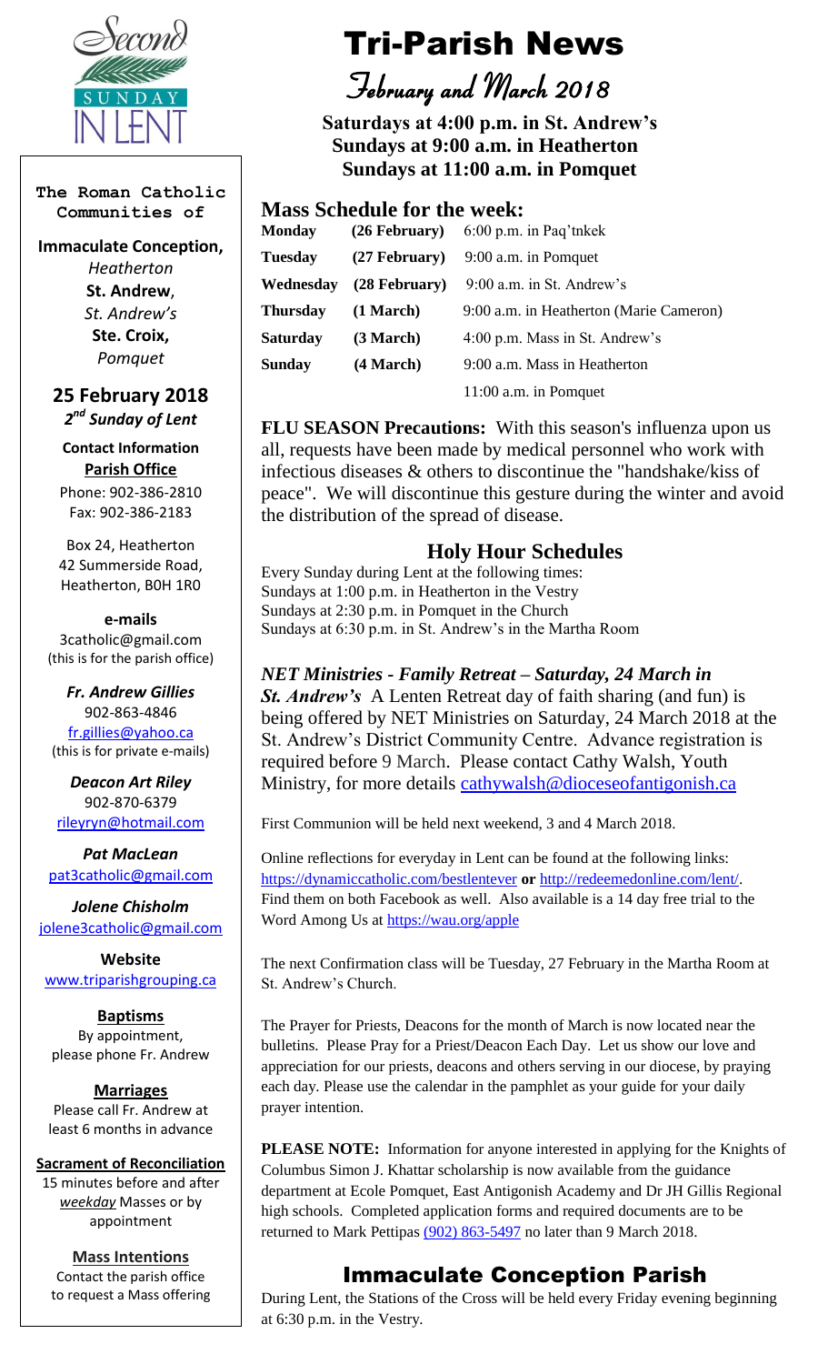# Tri-Parish News

## February and March 2018

**Saturdays at 4:00 p.m. in St. Andrew's**
**Sundays at 9:00 a.m. in Heatherton**
**Sundays at 11:00 a.m. in Pomquet**

Second SUNDAY IN LENT

**The Roman Catholic Communities of**

**Immaculate Conception,** *Heatherton*
**St. Andrew**, *St. Andrew's*
**Ste. Croix,** *Pomquet*

**25 February 2018**
*2nd Sunday of Lent*

**Contact Information**
**Parish Office**
Phone: 902-386-2810
Fax: 902-386-2183

Box 24, Heatherton
42 Summerside Road,
Heatherton, B0H 1R0

**e-mails**
3catholic@gmail.com
(this is for the parish office)

***Fr. Andrew Gillies***
902-863-4846
fr.gillies@yahoo.ca
(this is for private e-mails)

***Deacon Art Riley***
902-870-6379
rileyryn@hotmail.com

***Pat MacLean***
pat3catholic@gmail.com

***Jolene Chisholm***
jolene3catholic@gmail.com

**Website**
www.triparishgrouping.ca

**Baptisms**
By appointment, please phone Fr. Andrew

**Marriages**
Please call Fr. Andrew at least 6 months in advance

**Sacrament of Reconciliation**
15 minutes before and after *weekday* Masses or by appointment

**Mass Intentions**
Contact the parish office to request a Mass offering

## Mass Schedule for the week:

| | | |
|---|---|---|
| **Monday** | **(26 February)** | 6:00 p.m. in Paq'tnkek |
| **Tuesday** | **(27 February)** | 9:00 a.m. in Pomquet |
| **Wednesday** | **(28 February)** | 9:00 a.m. in St. Andrew's |
| **Thursday** | **(1 March)** | 9:00 a.m. in Heatherton (Marie Cameron) |
| **Saturday** | **(3 March)** | 4:00 p.m. Mass in St. Andrew's |
| **Sunday** | **(4 March)** | 9:00 a.m. Mass in Heatherton |
| | | 11:00 a.m. in Pomquet |

**FLU SEASON Precautions:** With this season's influenza upon us all, requests have been made by medical personnel who work with infectious diseases & others to discontinue the "handshake/kiss of peace". We will discontinue this gesture during the winter and avoid the distribution of the spread of disease.

## Holy Hour Schedules

Every Sunday during Lent at the following times:
Sundays at 1:00 p.m. in Heatherton in the Vestry
Sundays at 2:30 p.m. in Pomquet in the Church
Sundays at 6:30 p.m. in St. Andrew's in the Martha Room

***NET Ministries - Family Retreat – Saturday, 24 March in St. Andrew's*** A Lenten Retreat day of faith sharing (and fun) is being offered by NET Ministries on Saturday, 24 March 2018 at the St. Andrew's District Community Centre. Advance registration is required before 9 March. Please contact Cathy Walsh, Youth Ministry, for more details cathywalsh@dioceseofantigonish.ca

First Communion will be held next weekend, 3 and 4 March 2018.

Online reflections for everyday in Lent can be found at the following links: https://dynamiccatholic.com/bestlentever **or** http://redeemedonline.com/lent/. Find them on both Facebook as well. Also available is a 14 day free trial to the Word Among Us at https://wau.org/apple

The next Confirmation class will be Tuesday, 27 February in the Martha Room at St. Andrew's Church.

The Prayer for Priests, Deacons for the month of March is now located near the bulletins. Please Pray for a Priest/Deacon Each Day. Let us show our love and appreciation for our priests, deacons and others serving in our diocese, by praying each day. Please use the calendar in the pamphlet as your guide for your daily prayer intention.

**PLEASE NOTE:** Information for anyone interested in applying for the Knights of Columbus Simon J. Khattar scholarship is now available from the guidance department at Ecole Pomquet, East Antigonish Academy and Dr JH Gillis Regional high schools. Completed application forms and required documents are to be returned to Mark Pettipas (902) 863-5497 no later than 9 March 2018.

## Immaculate Conception Parish

During Lent, the Stations of the Cross will be held every Friday evening beginning at 6:30 p.m. in the Vestry.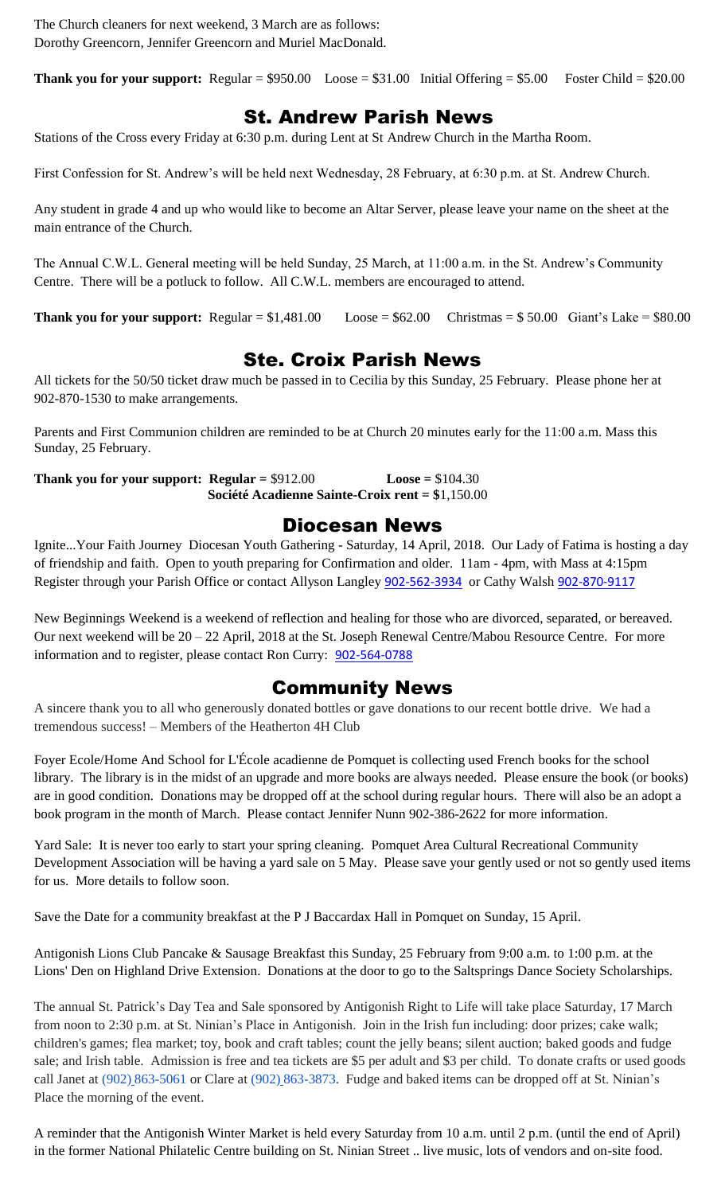The Church cleaners for next weekend, 3 March are as follows:
Dorothy Greencorn, Jennifer Greencorn and Muriel MacDonald.

**Thank you for your support:** Regular = $950.00 Loose = $31.00 Initial Offering = $5.00 Foster Child = $20.00

## St. Andrew Parish News

Stations of the Cross every Friday at 6:30 p.m. during Lent at St Andrew Church in the Martha Room.

First Confession for St. Andrew's will be held next Wednesday, 28 February, at 6:30 p.m. at St. Andrew Church.

Any student in grade 4 and up who would like to become an Altar Server, please leave your name on the sheet at the main entrance of the Church.

The Annual C.W.L. General meeting will be held Sunday, 25 March, at 11:00 a.m. in the St. Andrew's Community Centre. There will be a potluck to follow. All C.W.L. members are encouraged to attend.

**Thank you for your support:** Regular = $1,481.00 Loose = $62.00 Christmas = $ 50.00 Giant's Lake = $80.00

## Ste. Croix Parish News

All tickets for the 50/50 ticket draw much be passed in to Cecilia by this Sunday, 25 February. Please phone her at 902-870-1530 to make arrangements.

Parents and First Communion children are reminded to be at Church 20 minutes early for the 11:00 a.m. Mass this Sunday, 25 February.

**Thank you for your support: Regular =** $912.00 **Loose =** $104.30
**Société Acadienne Sainte-Croix rent = $**1,150.00

## Diocesan News

Ignite...Your Faith Journey Diocesan Youth Gathering - Saturday, 14 April, 2018. Our Lady of Fatima is hosting a day of friendship and faith. Open to youth preparing for Confirmation and older. 11am - 4pm, with Mass at 4:15pm Register through your Parish Office or contact Allyson Langley 902-562-3934 or Cathy Walsh 902-870-9117

New Beginnings Weekend is a weekend of reflection and healing for those who are divorced, separated, or bereaved. Our next weekend will be 20 – 22 April, 2018 at the St. Joseph Renewal Centre/Mabou Resource Centre. For more information and to register, please contact Ron Curry: 902-564-0788

## Community News

A sincere thank you to all who generously donated bottles or gave donations to our recent bottle drive. We had a tremendous success! – Members of the Heatherton 4H Club

Foyer Ecole/Home And School for L'École acadienne de Pomquet is collecting used French books for the school library. The library is in the midst of an upgrade and more books are always needed. Please ensure the book (or books) are in good condition. Donations may be dropped off at the school during regular hours. There will also be an adopt a book program in the month of March. Please contact Jennifer Nunn 902-386-2622 for more information.

Yard Sale: It is never too early to start your spring cleaning. Pomquet Area Cultural Recreational Community Development Association will be having a yard sale on 5 May. Please save your gently used or not so gently used items for us. More details to follow soon.

Save the Date for a community breakfast at the P J Baccardax Hall in Pomquet on Sunday, 15 April.

Antigonish Lions Club Pancake & Sausage Breakfast this Sunday, 25 February from 9:00 a.m. to 1:00 p.m. at the Lions' Den on Highland Drive Extension. Donations at the door to go to the Saltsprings Dance Society Scholarships.

The annual St. Patrick's Day Tea and Sale sponsored by Antigonish Right to Life will take place Saturday, 17 March from noon to 2:30 p.m. at St. Ninian's Place in Antigonish. Join in the Irish fun including: door prizes; cake walk; children's games; flea market; toy, book and craft tables; count the jelly beans; silent auction; baked goods and fudge sale; and Irish table. Admission is free and tea tickets are $5 per adult and $3 per child. To donate crafts or used goods call Janet at (902) 863-5061 or Clare at (902) 863-3873. Fudge and baked items can be dropped off at St. Ninian's Place the morning of the event.

A reminder that the Antigonish Winter Market is held every Saturday from 10 a.m. until 2 p.m. (until the end of April) in the former National Philatelic Centre building on St. Ninian Street .. live music, lots of vendors and on-site food.